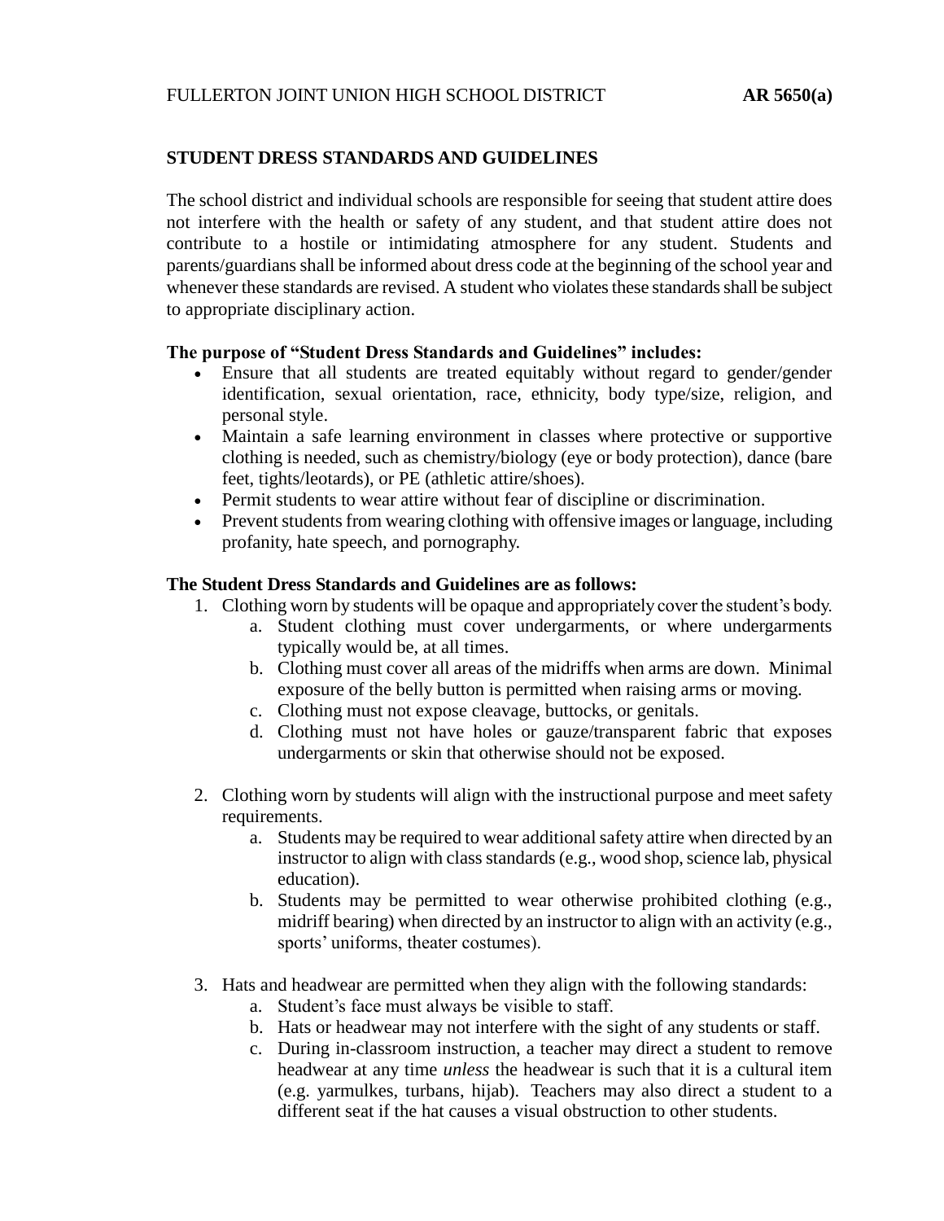FULLERTON JOINT UNION HIGH SCHOOL DISTRICT **AR 5650(a)**

## STUDENT DRESS STANDARDS AND GUIDELINES

The school district and individual schools are responsible for seeing that student attire does not interfere with the health or safety of any student, and that student attire does not contribute to a hostile or intimidating atmosphere for any student. Students and parents/guardians shall be informed about dress code at the beginning of the school year and whenever these standards are revised. A student who violates these standards shall be subject to appropriate disciplinary action.

**The purpose of "Student Dress Standards and Guidelines" includes:**

- Ensure that all students are treated equitably without regard to gender/gender identification, sexual orientation, race, ethnicity, body type/size, religion, and personal style.
- Maintain a safe learning environment in classes where protective or supportive clothing is needed, such as chemistry/biology (eye or body protection), dance (bare feet, tights/leotards), or PE (athletic attire/shoes).
- Permit students to wear attire without fear of discipline or discrimination.
- Prevent students from wearing clothing with offensive images or language, including profanity, hate speech, and pornography.

**The Student Dress Standards and Guidelines are as follows:**

1. Clothing worn by students will be opaque and appropriately cover the student's body.
   a. Student clothing must cover undergarments, or where undergarments typically would be, at all times.
   b. Clothing must cover all areas of the midriffs when arms are down. Minimal exposure of the belly button is permitted when raising arms or moving.
   c. Clothing must not expose cleavage, buttocks, or genitals.
   d. Clothing must not have holes or gauze/transparent fabric that exposes undergarments or skin that otherwise should not be exposed.

2. Clothing worn by students will align with the instructional purpose and meet safety requirements.
   a. Students may be required to wear additional safety attire when directed by an instructor to align with class standards (e.g., wood shop, science lab, physical education).
   b. Students may be permitted to wear otherwise prohibited clothing (e.g., midriff bearing) when directed by an instructor to align with an activity (e.g., sports' uniforms, theater costumes).

3. Hats and headwear are permitted when they align with the following standards:
   a. Student's face must always be visible to staff.
   b. Hats or headwear may not interfere with the sight of any students or staff.
   c. During in-classroom instruction, a teacher may direct a student to remove headwear at any time *unless* the headwear is such that it is a cultural item (e.g. yarmulkes, turbans, hijab). Teachers may also direct a student to a different seat if the hat causes a visual obstruction to other students.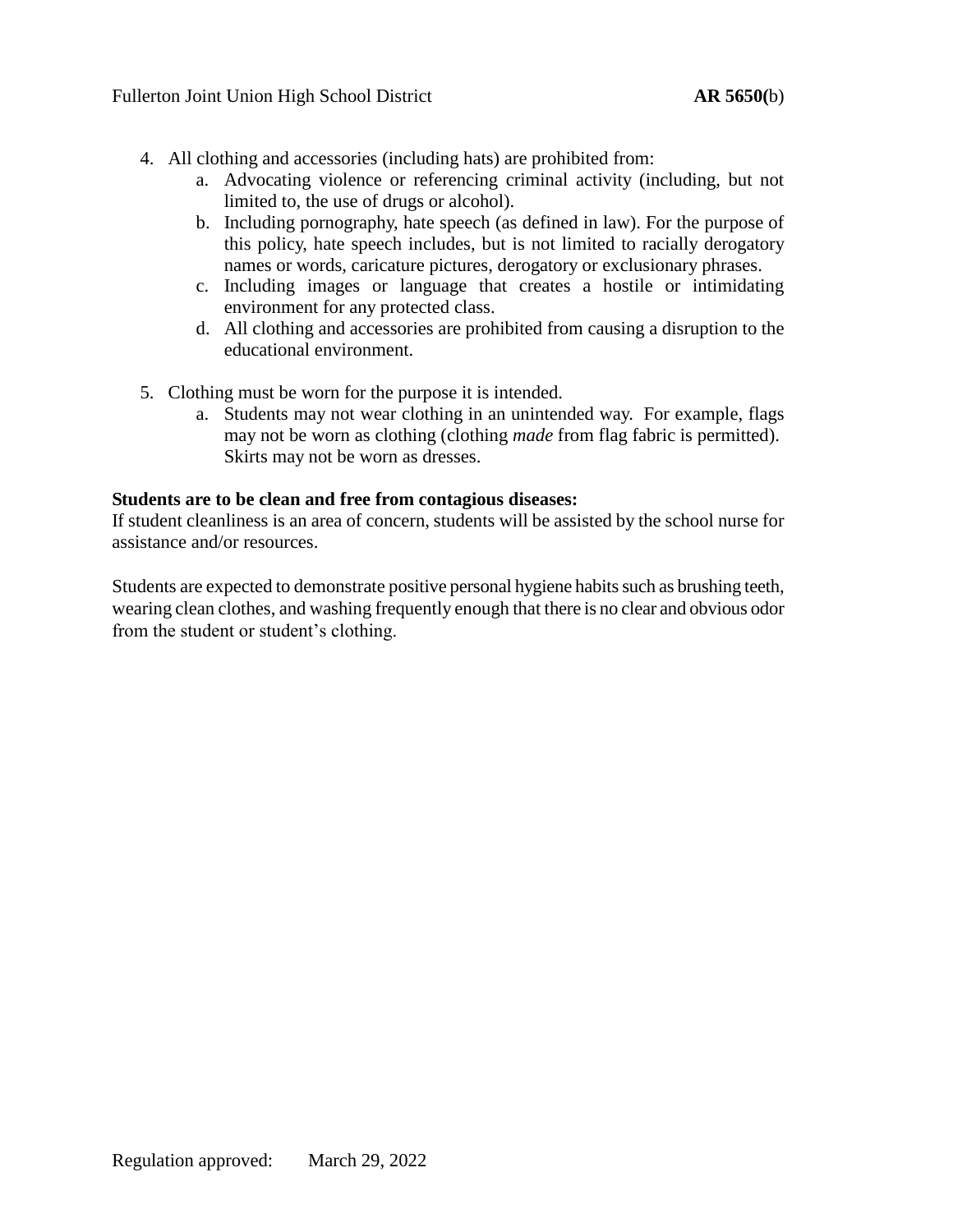4. All clothing and accessories (including hats) are prohibited from:
   a. Advocating violence or referencing criminal activity (including, but not limited to, the use of drugs or alcohol).
   b. Including pornography, hate speech (as defined in law). For the purpose of this policy, hate speech includes, but is not limited to racially derogatory names or words, caricature pictures, derogatory or exclusionary phrases.
   c. Including images or language that creates a hostile or intimidating environment for any protected class.
   d. All clothing and accessories are prohibited from causing a disruption to the educational environment.

5. Clothing must be worn for the purpose it is intended.
   a. Students may not wear clothing in an unintended way. For example, flags may not be worn as clothing (clothing *made* from flag fabric is permitted). Skirts may not be worn as dresses.

**Students are to be clean and free from contagious diseases:**
If student cleanliness is an area of concern, students will be assisted by the school nurse for assistance and/or resources.

Students are expected to demonstrate positive personal hygiene habits such as brushing teeth, wearing clean clothes, and washing frequently enough that there is no clear and obvious odor from the student or student's clothing.

Regulation approved: March 29, 2022